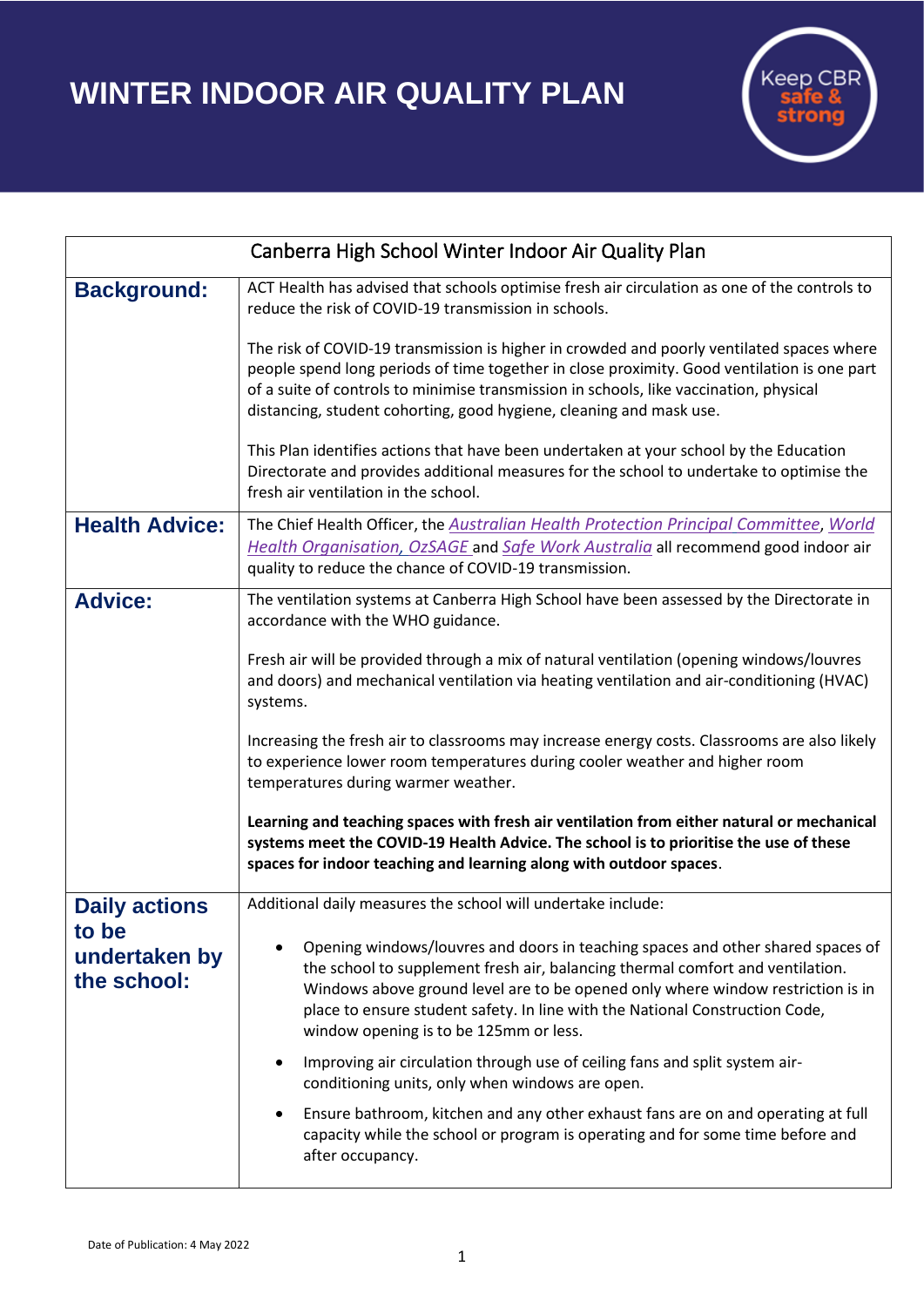# WINTER INDOOR AIR QUALITY PLAN

Keep CBR safe & strong

| Canberra High School Winter Indoor Air Quality Plan | |
|---|---|
| **Background:** | ACT Health has advised that schools optimise fresh air circulation as one of the controls to reduce the risk of COVID-19 transmission in schools.<br><br>The risk of COVID-19 transmission is higher in crowded and poorly ventilated spaces where people spend long periods of time together in close proximity. Good ventilation is one part of a suite of controls to minimise transmission in schools, like vaccination, physical distancing, student cohorting, good hygiene, cleaning and mask use.<br><br>This Plan identifies actions that have been undertaken at your school by the Education Directorate and provides additional measures for the school to undertake to optimise the fresh air ventilation in the school. |
| **Health Advice:** | The Chief Health Officer, the *Australian Health Protection Principal Committee*, *World Health Organisation, OzSAGE* and *Safe Work Australia* all recommend good indoor air quality to reduce the chance of COVID-19 transmission. |
| **Advice:** | The ventilation systems at Canberra High School have been assessed by the Directorate in accordance with the WHO guidance.<br><br>Fresh air will be provided through a mix of natural ventilation (opening windows/louvres and doors) and mechanical ventilation via heating ventilation and air-conditioning (HVAC) systems.<br><br>Increasing the fresh air to classrooms may increase energy costs. Classrooms are also likely to experience lower room temperatures during cooler weather and higher room temperatures during warmer weather.<br><br>**Learning and teaching spaces with fresh air ventilation from either natural or mechanical systems meet the COVID-19 Health Advice. The school is to prioritise the use of these spaces for indoor teaching and learning along with outdoor spaces**. |
| **Daily actions to be undertaken by the school:** | Additional daily measures the school will undertake include:<br><br>• Opening windows/louvres and doors in teaching spaces and other shared spaces of the school to supplement fresh air, balancing thermal comfort and ventilation. Windows above ground level are to be opened only where window restriction is in place to ensure student safety. In line with the National Construction Code, window opening is to be 125mm or less.<br>• Improving air circulation through use of ceiling fans and split system air-conditioning units, only when windows are open.<br>• Ensure bathroom, kitchen and any other exhaust fans are on and operating at full capacity while the school or program is operating and for some time before and after occupancy. |

Date of Publication: 4 May 2022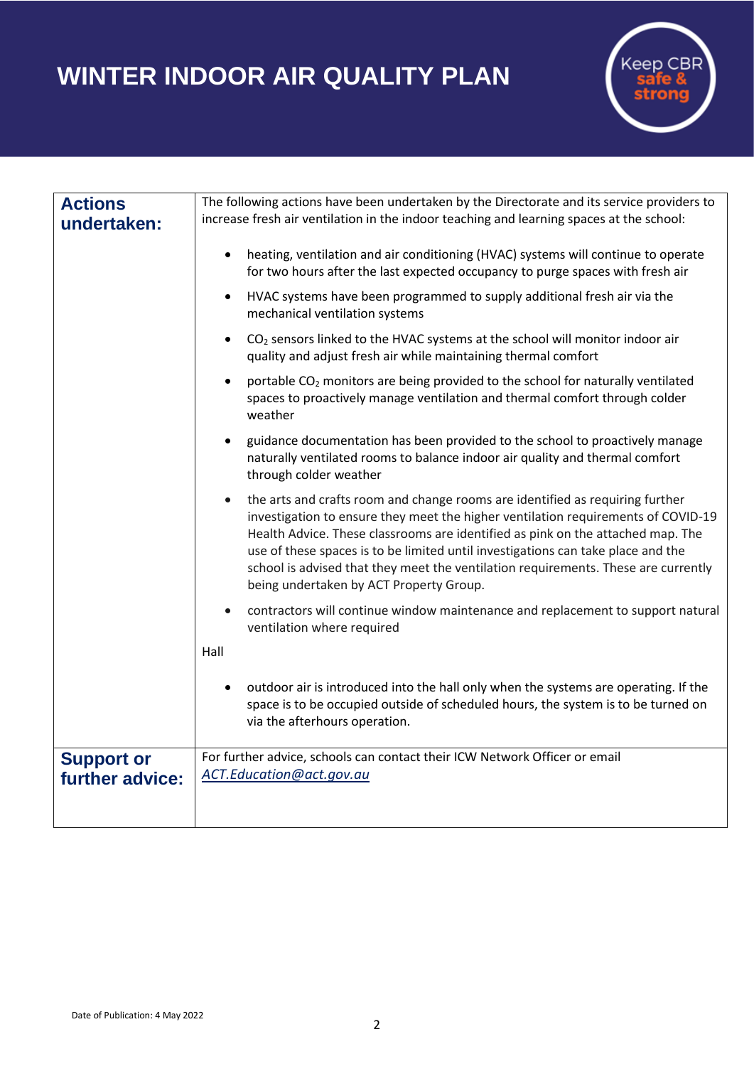# WINTER INDOOR AIR QUALITY PLAN

| | |
|---|---|
| **Actions undertaken:** | The following actions have been undertaken by the Directorate and its service providers to increase fresh air ventilation in the indoor teaching and learning spaces at the school:<br><br>• heating, ventilation and air conditioning (HVAC) systems will continue to operate for two hours after the last expected occupancy to purge spaces with fresh air<br>• HVAC systems have been programmed to supply additional fresh air via the mechanical ventilation systems<br>• $CO_2$ sensors linked to the HVAC systems at the school will monitor indoor air quality and adjust fresh air while maintaining thermal comfort<br>• portable $CO_2$ monitors are being provided to the school for naturally ventilated spaces to proactively manage ventilation and thermal comfort through colder weather<br>• guidance documentation has been provided to the school to proactively manage naturally ventilated rooms to balance indoor air quality and thermal comfort through colder weather<br>• the arts and crafts room and change rooms are identified as requiring further investigation to ensure they meet the higher ventilation requirements of COVID-19 Health Advice. These classrooms are identified as pink on the attached map. The use of these spaces is to be limited until investigations can take place and the school is advised that they meet the ventilation requirements. These are currently being undertaken by ACT Property Group.<br>• contractors will continue window maintenance and replacement to support natural ventilation where required<br><br>Hall<br><br>• outdoor air is introduced into the hall only when the systems are operating. If the space is to be occupied outside of scheduled hours, the system is to be turned on via the afterhours operation. |
| **Support or further advice:** | For further advice, schools can contact their ICW Network Officer or email *ACT.Education@act.gov.au* |

Date of Publication: 4 May 2022